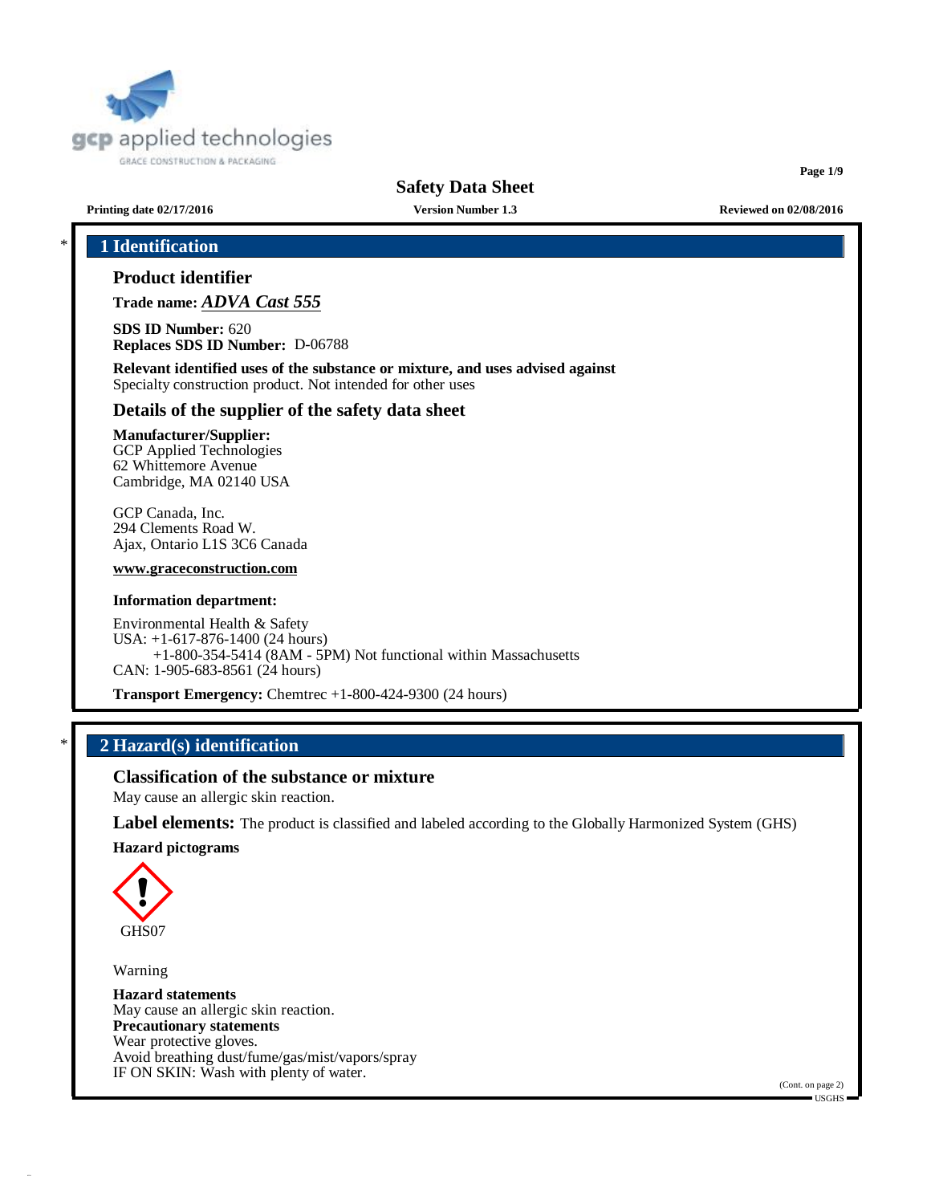# Safety Data Sheet

**Printing date 02/17/2016** **Version Number 1.3** **Reviewed on 02/08/2016**

## 1 Identification

### Product identifier

**Trade name:** ***ADVA Cast 555***

**SDS ID Number:** 620
**Replaces SDS ID Number:** D-06788

**Relevant identified uses of the substance or mixture, and uses advised against**
Specialty construction product. Not intended for other uses

### Details of the supplier of the safety data sheet

**Manufacturer/Supplier:**
GCP Applied Technologies
62 Whittemore Avenue
Cambridge, MA 02140 USA

GCP Canada, Inc.
294 Clements Road W.
Ajax, Ontario L1S 3C6 Canada

**www.graceconstruction.com**

**Information department:**

Environmental Health & Safety
USA: +1-617-876-1400 (24 hours)
+1-800-354-5414 (8AM - 5PM) Not functional within Massachusetts
CAN: 1-905-683-8561 (24 hours)

**Transport Emergency:** Chemtrec +1-800-424-9300 (24 hours)

## 2 Hazard(s) identification

### Classification of the substance or mixture

May cause an allergic skin reaction.

**Label elements:** The product is classified and labeled according to the Globally Harmonized System (GHS)

**Hazard pictograms**

GHS07

Warning

**Hazard statements**
May cause an allergic skin reaction.
**Precautionary statements**
Wear protective gloves.
Avoid breathing dust/fume/gas/mist/vapors/spray
IF ON SKIN: Wash with plenty of water.

(Cont. on page 2)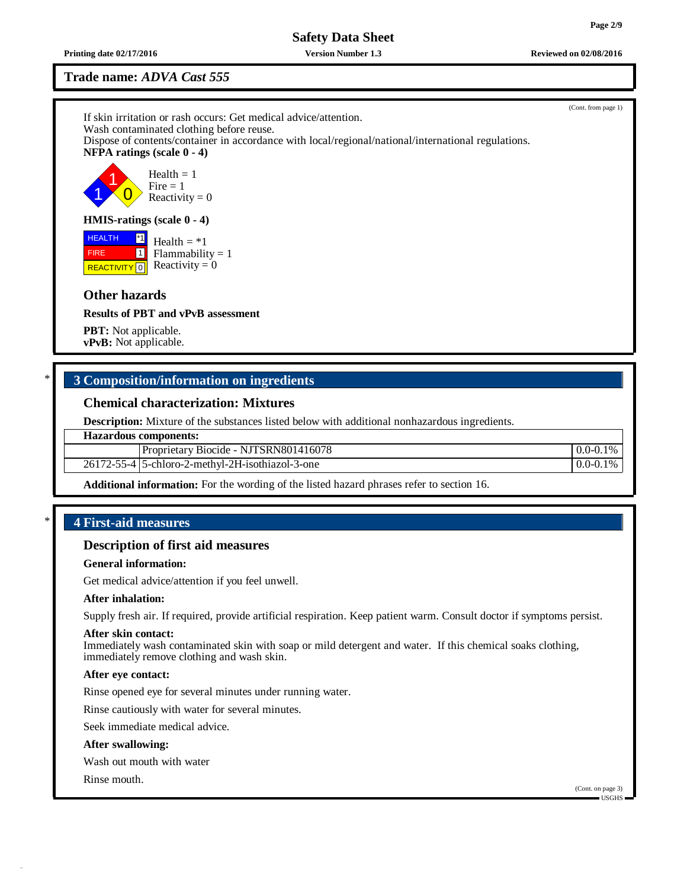**Trade name:** ***ADVA Cast 555***

(Cont. from page 1)

If skin irritation or rash occurs: Get medical advice/attention.
Wash contaminated clothing before reuse.
Dispose of contents/container in accordance with local/regional/national/international regulations.

**NFPA ratings (scale 0 - 4)**

Health = 1
Fire = 1
Reactivity = 0

**HMIS-ratings (scale 0 - 4)**

| | | |
|---|---|---|
| HEALTH | *1 | Health = *1 |
| FIRE | 1 | Flammability = 1 |
| REACTIVITY | 0 | Reactivity = 0 |

### Other hazards

**Results of PBT and vPvB assessment**

**PBT:** Not applicable.
**vPvB:** Not applicable.

## 3 Composition/information on ingredients

### Chemical characterization: Mixtures

**Description:** Mixture of the substances listed below with additional nonhazardous ingredients.

| **Hazardous components:** | | |
|---|---|---|
| | Proprietary Biocide - NJTSRN801416078 | 0.0-0.1% |
| 26172-55-4 | 5-chloro-2-methyl-2H-isothiazol-3-one | 0.0-0.1% |

**Additional information:** For the wording of the listed hazard phrases refer to section 16.

## 4 First-aid measures

### Description of first aid measures

**General information:**

Get medical advice/attention if you feel unwell.

**After inhalation:**

Supply fresh air. If required, provide artificial respiration. Keep patient warm. Consult doctor if symptoms persist.

**After skin contact:**
Immediately wash contaminated skin with soap or mild detergent and water. If this chemical soaks clothing, immediately remove clothing and wash skin.

**After eye contact:**

Rinse opened eye for several minutes under running water.

Rinse cautiously with water for several minutes.

Seek immediate medical advice.

**After swallowing:**

Wash out mouth with water

Rinse mouth.

(Cont. on page 3)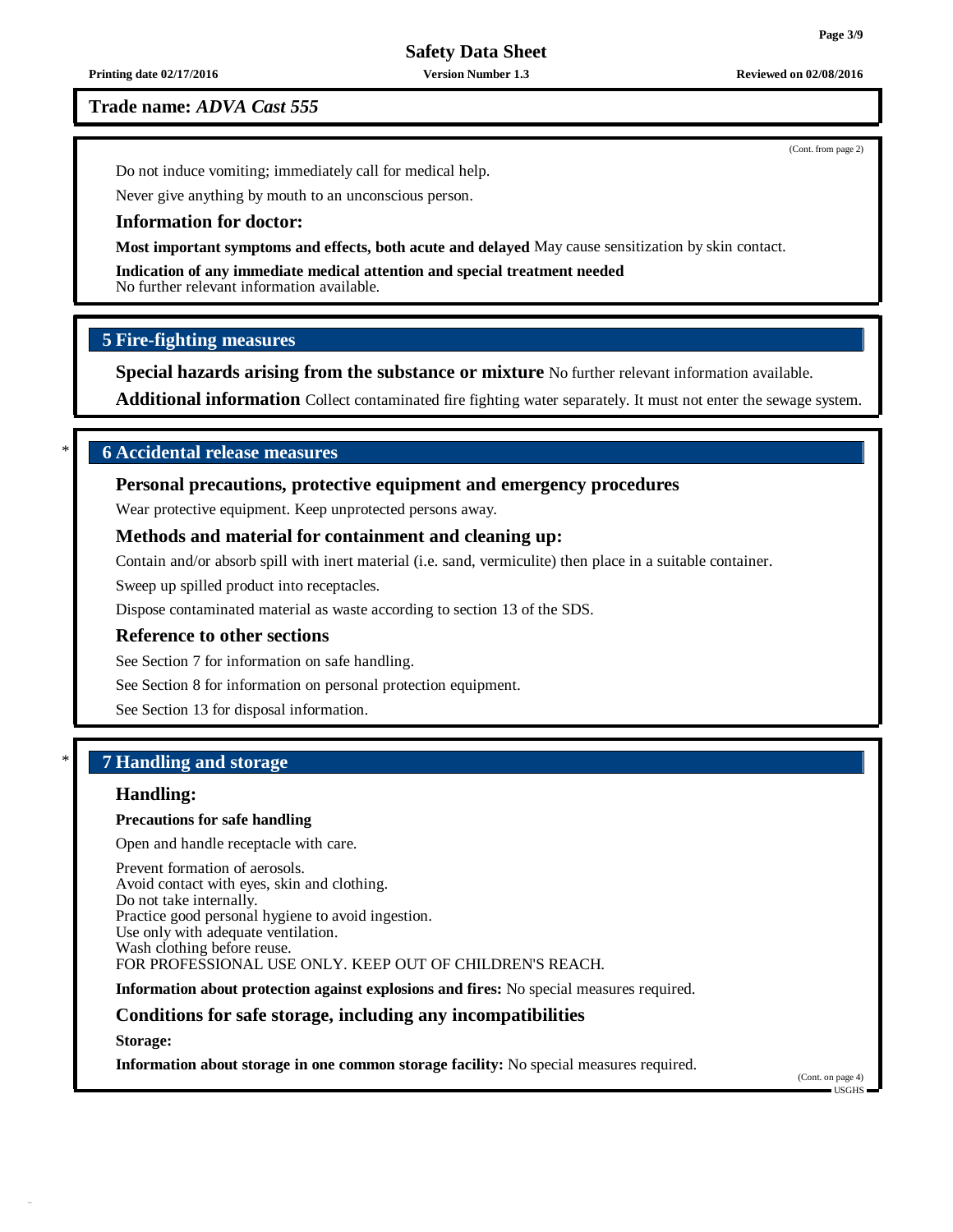**Trade name:** ***ADVA Cast 555***

(Cont. from page 2)

Do not induce vomiting; immediately call for medical help.

Never give anything by mouth to an unconscious person.

### Information for doctor:

**Most important symptoms and effects, both acute and delayed** May cause sensitization by skin contact.

**Indication of any immediate medical attention and special treatment needed**
No further relevant information available.

## 5 Fire-fighting measures

**Special hazards arising from the substance or mixture** No further relevant information available.

**Additional information** Collect contaminated fire fighting water separately. It must not enter the sewage system.

## * 6 Accidental release measures

### Personal precautions, protective equipment and emergency procedures

Wear protective equipment. Keep unprotected persons away.

### Methods and material for containment and cleaning up:

Contain and/or absorb spill with inert material (i.e. sand, vermiculite) then place in a suitable container.

Sweep up spilled product into receptacles.

Dispose contaminated material as waste according to section 13 of the SDS.

### Reference to other sections

See Section 7 for information on safe handling.

See Section 8 for information on personal protection equipment.

See Section 13 for disposal information.

## * 7 Handling and storage

### Handling:

**Precautions for safe handling**

Open and handle receptacle with care.

Prevent formation of aerosols.
Avoid contact with eyes, skin and clothing.
Do not take internally.
Practice good personal hygiene to avoid ingestion.
Use only with adequate ventilation.
Wash clothing before reuse.
FOR PROFESSIONAL USE ONLY. KEEP OUT OF CHILDREN'S REACH.

**Information about protection against explosions and fires:** No special measures required.

### Conditions for safe storage, including any incompatibilities

**Storage:**

**Information about storage in one common storage facility:** No special measures required.

(Cont. on page 4)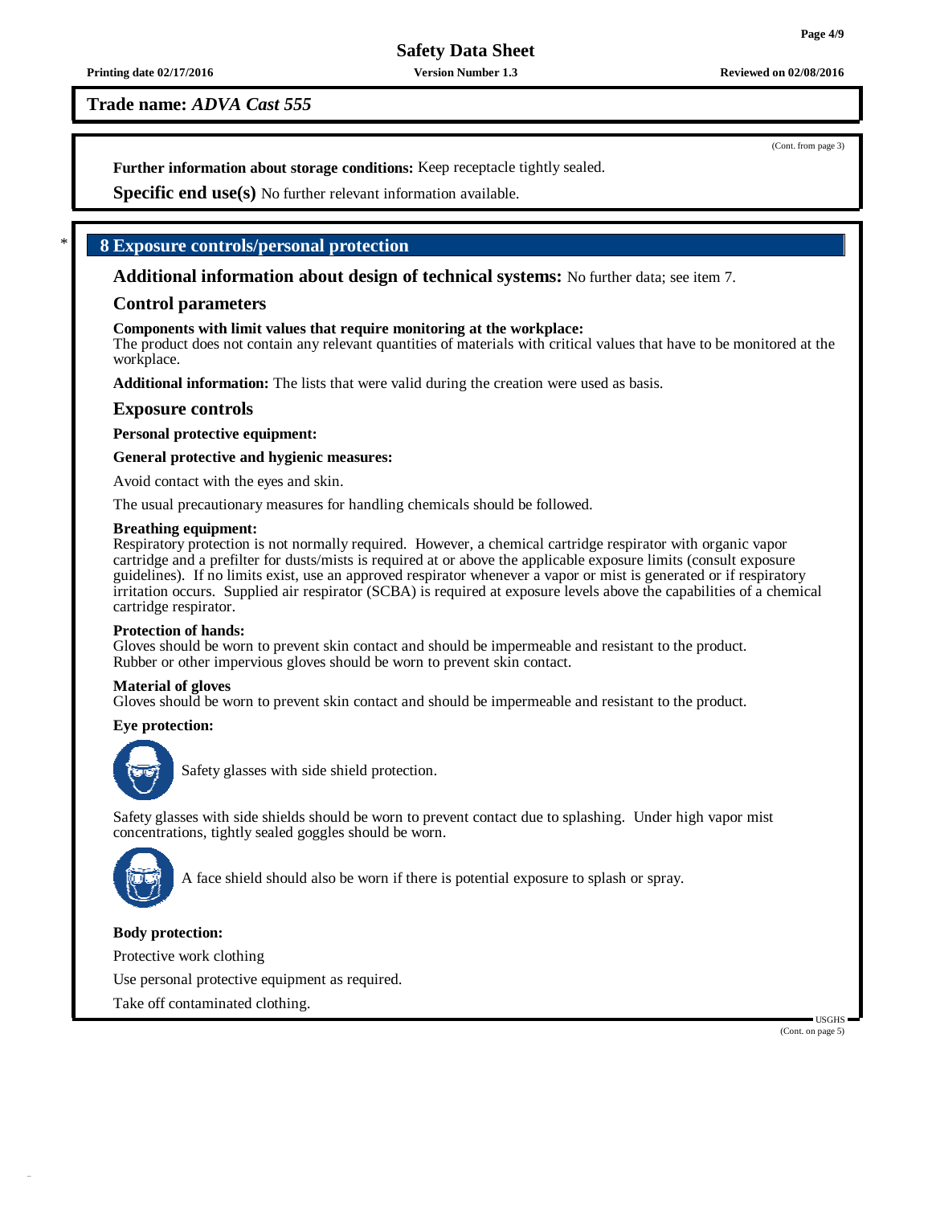**Trade name:** ***ADVA Cast 555***

(Cont. from page 3)

**Further information about storage conditions:** Keep receptacle tightly sealed.

**Specific end use(s)** No further relevant information available.

## 8 Exposure controls/personal protection

**Additional information about design of technical systems:** No further data; see item 7.

### Control parameters

**Components with limit values that require monitoring at the workplace:**
The product does not contain any relevant quantities of materials with critical values that have to be monitored at the workplace.

**Additional information:** The lists that were valid during the creation were used as basis.

### Exposure controls

**Personal protective equipment:**

**General protective and hygienic measures:**

Avoid contact with the eyes and skin.

The usual precautionary measures for handling chemicals should be followed.

**Breathing equipment:**
Respiratory protection is not normally required. However, a chemical cartridge respirator with organic vapor cartridge and a prefilter for dusts/mists is required at or above the applicable exposure limits (consult exposure guidelines). If no limits exist, use an approved respirator whenever a vapor or mist is generated or if respiratory irritation occurs. Supplied air respirator (SCBA) is required at exposure levels above the capabilities of a chemical cartridge respirator.

**Protection of hands:**
Gloves should be worn to prevent skin contact and should be impermeable and resistant to the product.
Rubber or other impervious gloves should be worn to prevent skin contact.

**Material of gloves**
Gloves should be worn to prevent skin contact and should be impermeable and resistant to the product.

**Eye protection:**

Safety glasses with side shield protection.

Safety glasses with side shields should be worn to prevent contact due to splashing. Under high vapor mist concentrations, tightly sealed goggles should be worn.

A face shield should also be worn if there is potential exposure to splash or spray.

**Body protection:**

Protective work clothing

Use personal protective equipment as required.

Take off contaminated clothing.

(Cont. on page 5)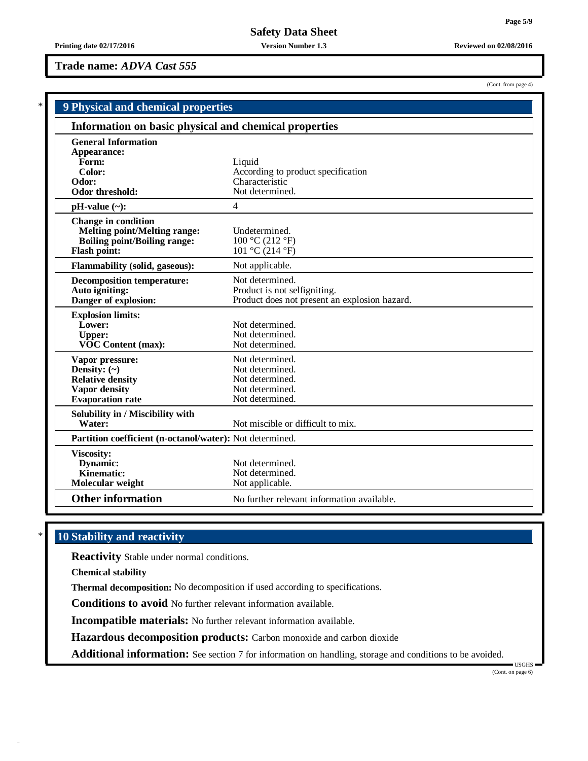**Trade name:** *ADVA Cast 555*

(Cont. from page 4)

## 9 Physical and chemical properties

### Information on basic physical and chemical properties

| | |
|---|---|
| **General Information** | |
| **Appearance:** | |
| **Form:** | Liquid |
| **Color:** | According to product specification |
| **Odor:** | Characteristic |
| **Odor threshold:** | Not determined. |
| **pH-value (~):** | 4 |
| **Change in condition** | |
| **Melting point/Melting range:** | Undetermined. |
| **Boiling point/Boiling range:** | 100 °C (212 °F) |
| **Flash point:** | 101 °C (214 °F) |
| **Flammability (solid, gaseous):** | Not applicable. |
| **Decomposition temperature:** | Not determined. |
| **Auto igniting:** | Product is not selfigniting. |
| **Danger of explosion:** | Product does not present an explosion hazard. |
| **Explosion limits:** | |
| **Lower:** | Not determined. |
| **Upper:** | Not determined. |
| **VOC Content (max):** | Not determined. |
| **Vapor pressure:** | Not determined. |
| **Density: (~)** | Not determined. |
| **Relative density** | Not determined. |
| **Vapor density** | Not determined. |
| **Evaporation rate** | Not determined. |
| **Solubility in / Miscibility with** | |
| **Water:** | Not miscible or difficult to mix. |
| **Partition coefficient (n-octanol/water):** | Not determined. |
| **Viscosity:** | |
| **Dynamic:** | Not determined. |
| **Kinematic:** | Not determined. |
| **Molecular weight** | Not applicable. |
| **Other information** | No further relevant information available. |

## 10 Stability and reactivity

**Reactivity** Stable under normal conditions.

**Chemical stability**

**Thermal decomposition:** No decomposition if used according to specifications.

**Conditions to avoid** No further relevant information available.

**Incompatible materials:** No further relevant information available.

**Hazardous decomposition products:** Carbon monoxide and carbon dioxide

**Additional information:** See section 7 for information on handling, storage and conditions to be avoided.

(Cont. on page 6)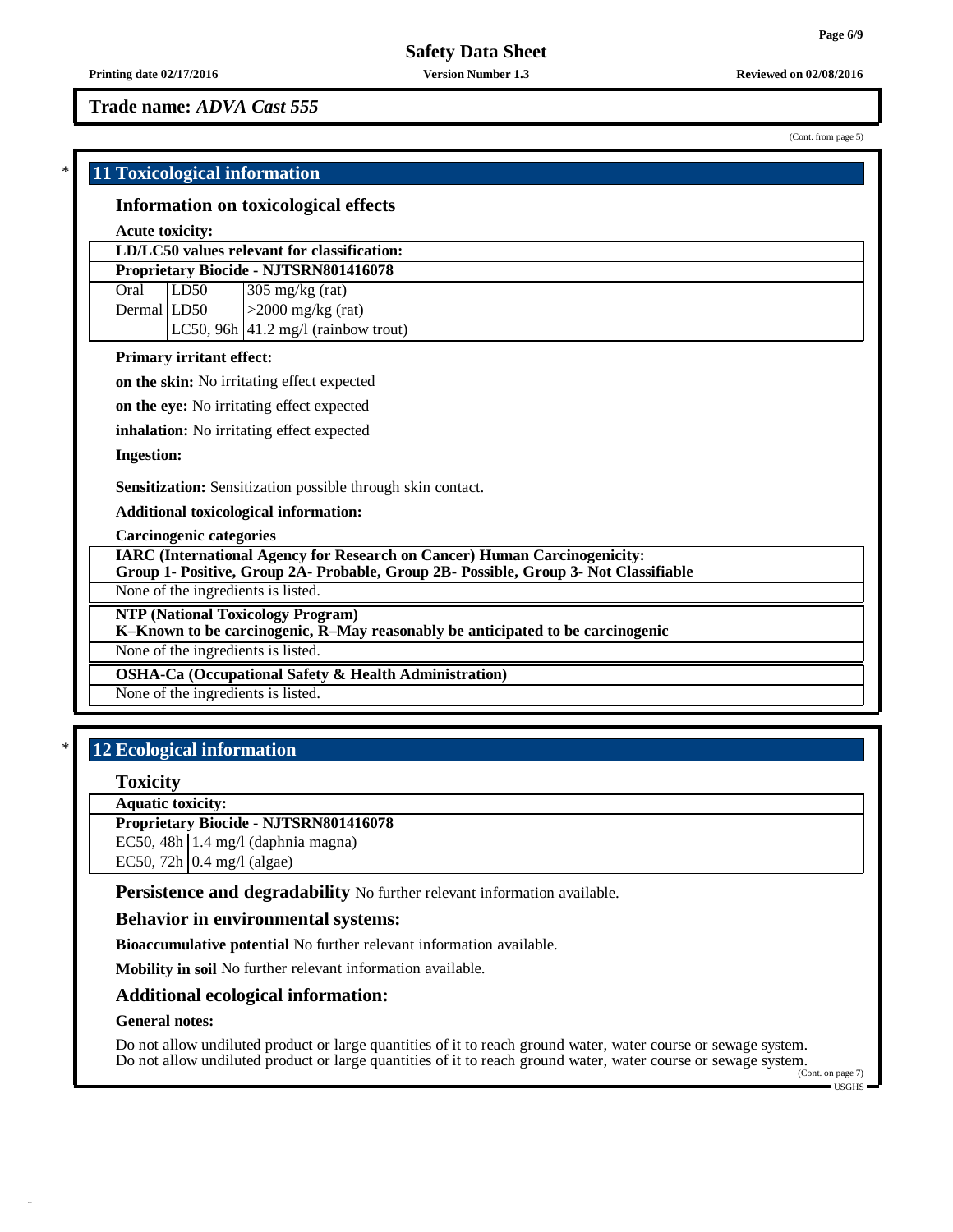**Trade name:** *ADVA Cast 555*

(Cont. from page 5)

## 11 Toxicological information

### Information on toxicological effects

**Acute toxicity:**

| **LD/LC50 values relevant for classification:** | | |
|---|---|---|
| **Proprietary Biocide - NJTSRN801416078** | | |
| Oral | LD50 | 305 mg/kg (rat) |
| Dermal | LD50 | >2000 mg/kg (rat) |
| | LC50, 96h | 41.2 mg/l (rainbow trout) |

**Primary irritant effect:**

**on the skin:** No irritating effect expected

**on the eye:** No irritating effect expected

**inhalation:** No irritating effect expected

**Ingestion:**

**Sensitization:** Sensitization possible through skin contact.

**Additional toxicological information:**

**Carcinogenic categories**

| **IARC (International Agency for Research on Cancer) Human Carcinogenicity: Group 1- Positive, Group 2A- Probable, Group 2B- Possible, Group 3- Not Classifiable** |
|---|
| None of the ingredients is listed. |

| **NTP (National Toxicology Program) K–Known to be carcinogenic, R–May reasonably be anticipated to be carcinogenic** |
|---|
| None of the ingredients is listed. |

| **OSHA-Ca (Occupational Safety & Health Administration)** |
|---|
| None of the ingredients is listed. |

## 12 Ecological information

### Toxicity

| **Aquatic toxicity:** | |
|---|---|
| **Proprietary Biocide - NJTSRN801416078** | |
| EC50, 48h | 1.4 mg/l (daphnia magna) |
| EC50, 72h | 0.4 mg/l (algae) |

### Persistence and degradability
No further relevant information available.

### Behavior in environmental systems:

**Bioaccumulative potential** No further relevant information available.

**Mobility in soil** No further relevant information available.

### Additional ecological information:

**General notes:**

Do not allow undiluted product or large quantities of it to reach ground water, water course or sewage system.
Do not allow undiluted product or large quantities of it to reach ground water, water course or sewage system.

(Cont. on page 7)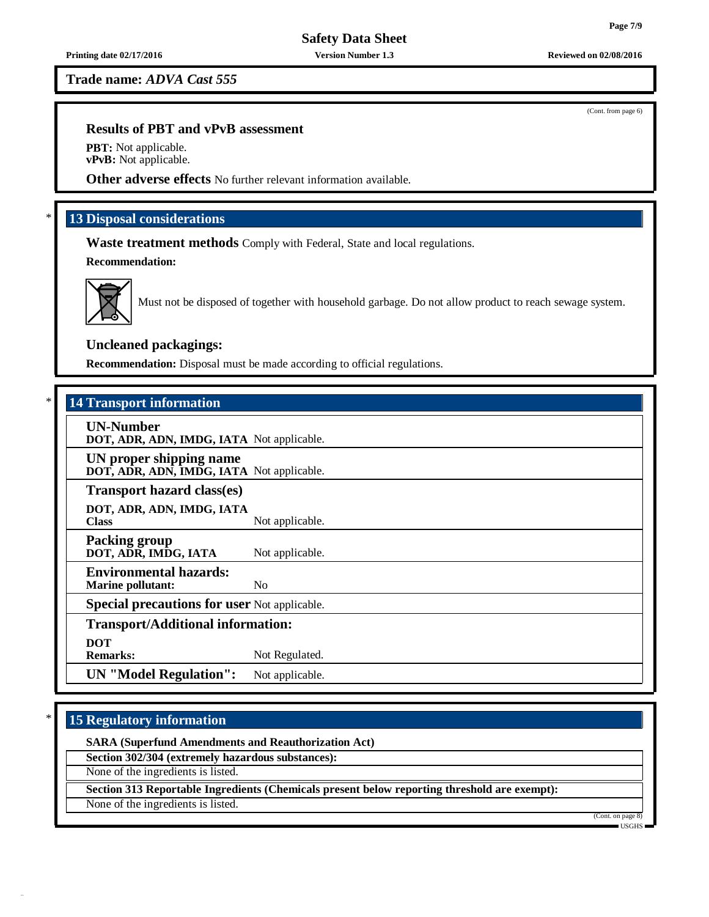Trade name: *ADVA Cast 555*

(Cont. from page 6)

### Results of PBT and vPvB assessment

**PBT:** Not applicable.
**vPvB:** Not applicable.

**Other adverse effects** No further relevant information available.

## 13 Disposal considerations

**Waste treatment methods** Comply with Federal, State and local regulations.

**Recommendation:**

Must not be disposed of together with household garbage. Do not allow product to reach sewage system.

### Uncleaned packagings:

**Recommendation:** Disposal must be made according to official regulations.

## 14 Transport information

| | |
|---|---|
| **UN-Number** | |
| **DOT, ADR, ADN, IMDG, IATA** | Not applicable. |
| **UN proper shipping name** | |
| **DOT, ADR, ADN, IMDG, IATA** | Not applicable. |
| **Transport hazard class(es)** | |
| **DOT, ADR, ADN, IMDG, IATA** | |
| **Class** | Not applicable. |
| **Packing group** | |
| **DOT, ADR, IMDG, IATA** | Not applicable. |
| **Environmental hazards:** | |
| **Marine pollutant:** | No |
| **Special precautions for user** | Not applicable. |
| **Transport/Additional information:** | |
| **DOT** | |
| **Remarks:** | Not Regulated. |
| **UN "Model Regulation":** | Not applicable. |

## 15 Regulatory information

**SARA (Superfund Amendments and Reauthorization Act)**

**Section 302/304 (extremely hazardous substances):**

None of the ingredients is listed.

**Section 313 Reportable Ingredients (Chemicals present below reporting threshold are exempt):**

None of the ingredients is listed.

(Cont. on page 8)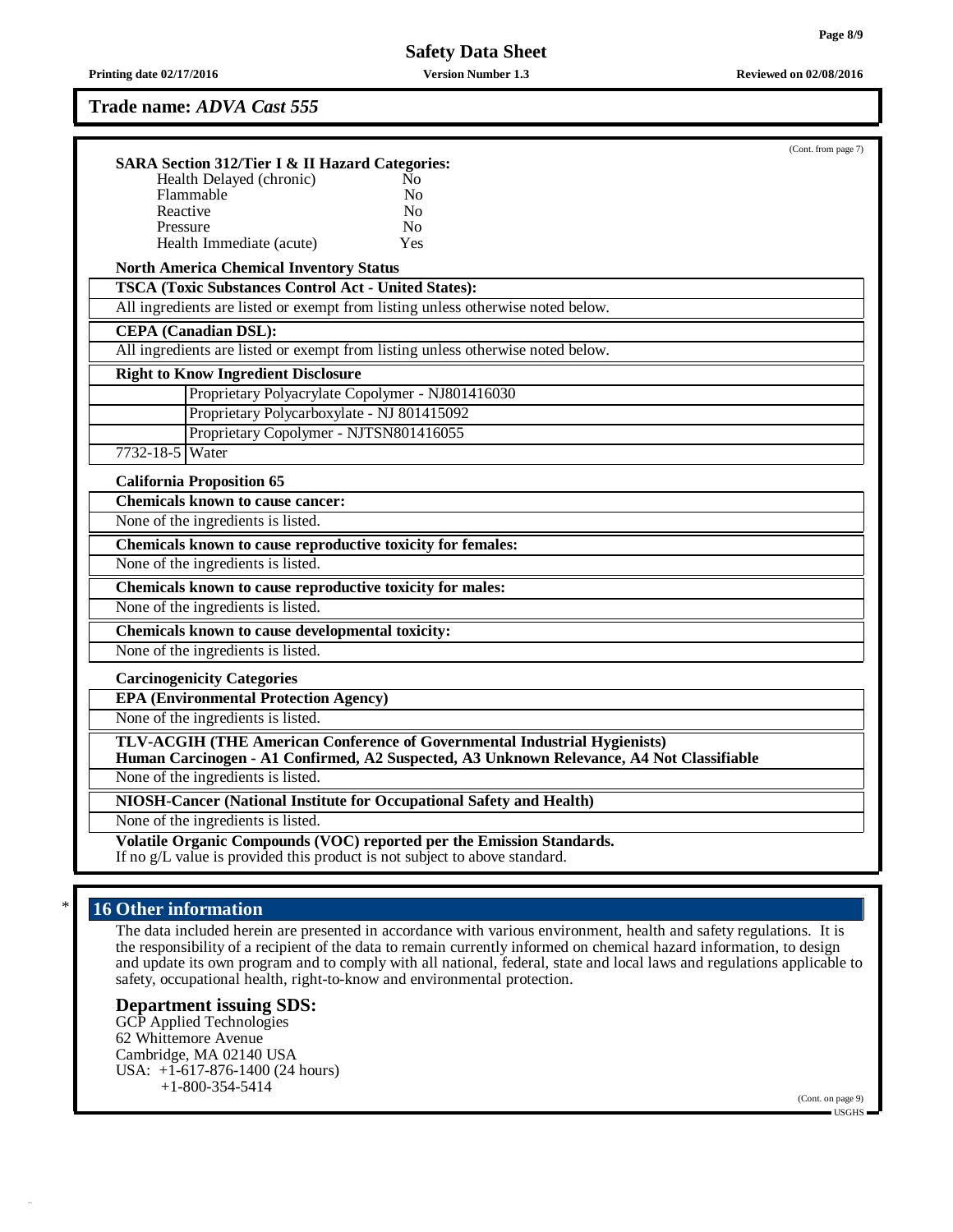**Trade name:** ***ADVA Cast 555***

(Cont. from page 7)

**SARA Section 312/Tier I & II Hazard Categories:**

| | |
|---|---|
| Health Delayed (chronic) | No |
| Flammable | No |
| Reactive | No |
| Pressure | No |
| Health Immediate (acute) | Yes |

**North America Chemical Inventory Status**

**TSCA (Toxic Substances Control Act - United States):**

All ingredients are listed or exempt from listing unless otherwise noted below.

**CEPA (Canadian DSL):**

All ingredients are listed or exempt from listing unless otherwise noted below.

**Right to Know Ingredient Disclosure**

| | |
|---|---|
| | Proprietary Polyacrylate Copolymer - NJ801416030 |
| | Proprietary Polycarboxylate - NJ 801415092 |
| | Proprietary Copolymer - NJTSN801416055 |
| 7732-18-5 | Water |

**California Proposition 65**

**Chemicals known to cause cancer:**

None of the ingredients is listed.

**Chemicals known to cause reproductive toxicity for females:**

None of the ingredients is listed.

**Chemicals known to cause reproductive toxicity for males:**

None of the ingredients is listed.

**Chemicals known to cause developmental toxicity:**

None of the ingredients is listed.

**Carcinogenicity Categories**

**EPA (Environmental Protection Agency)**

None of the ingredients is listed.

**TLV-ACGIH (THE American Conference of Governmental Industrial Hygienists)**
**Human Carcinogen - A1 Confirmed, A2 Suspected, A3 Unknown Relevance, A4 Not Classifiable**

None of the ingredients is listed.

**NIOSH-Cancer (National Institute for Occupational Safety and Health)**

None of the ingredients is listed.

**Volatile Organic Compounds (VOC) reported per the Emission Standards.**
If no g/L value is provided this product is not subject to above standard.

## * 16 Other information

The data included herein are presented in accordance with various environment, health and safety regulations. It is the responsibility of a recipient of the data to remain currently informed on chemical hazard information, to design and update its own program and to comply with all national, federal, state and local laws and regulations applicable to safety, occupational health, right-to-know and environmental protection.

### Department issuing SDS:

GCP Applied Technologies
62 Whittemore Avenue
Cambridge, MA 02140 USA
USA: +1-617-876-1400 (24 hours)
+1-800-354-5414

(Cont. on page 9)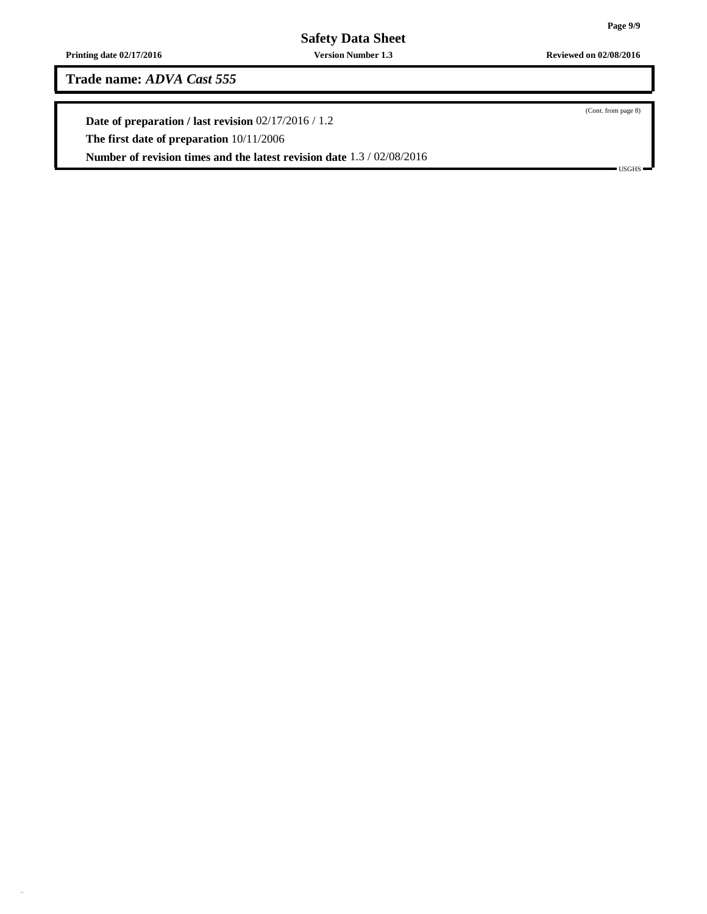**Date of preparation / last revision** 02/17/2016 / 1.2

**The first date of preparation** 10/11/2006

**Number of revision times and the latest revision date** 1.3 / 02/08/2016